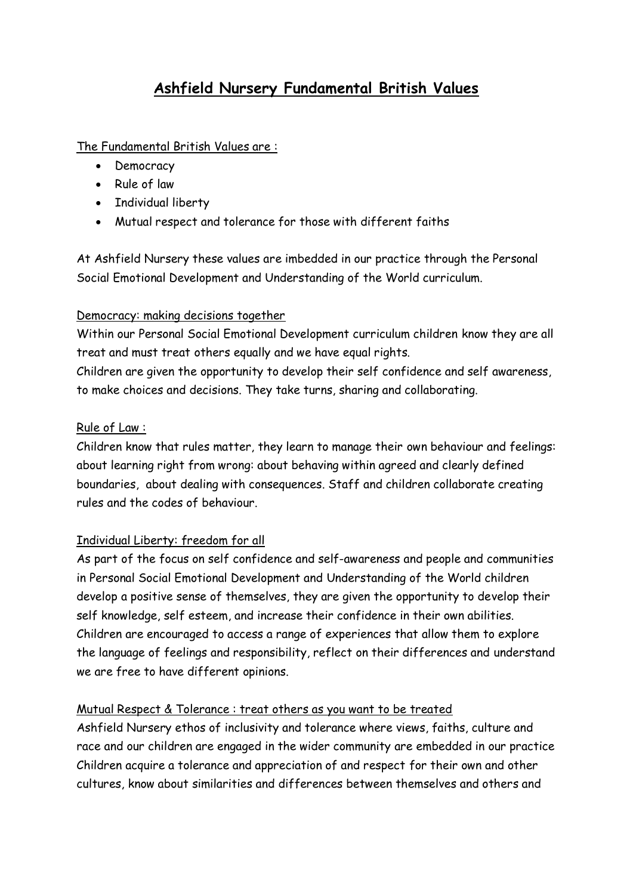# Ashfield Nursery Fundamental British Values

The Fundamental British Values are :

- Democracy
- Rule of law
- Individual liberty
- Mutual respect and tolerance for those with different faiths

At Ashfield Nursery these values are imbedded in our practice through the Personal Social Emotional Development and Understanding of the World curriculum.

Democracy: making decisions together

Within our Personal Social Emotional Development curriculum children know they are all treat and must treat others equally and we have equal rights.

Children are given the opportunity to develop their self confidence and self awareness, to make choices and decisions. They take turns, sharing and collaborating.

Rule of Law :

Children know that rules matter, they learn to manage their own behaviour and feelings: about learning right from wrong: about behaving within agreed and clearly defined boundaries, about dealing with consequences. Staff and children collaborate creating rules and the codes of behaviour.

Individual Liberty: freedom for all

As part of the focus on self confidence and self-awareness and people and communities in Personal Social Emotional Development and Understanding of the World children develop a positive sense of themselves, they are given the opportunity to develop their self knowledge, self esteem, and increase their confidence in their own abilities. Children are encouraged to access a range of experiences that allow them to explore the language of feelings and responsibility, reflect on their differences and understand we are free to have different opinions.

Mutual Respect & Tolerance : treat others as you want to be treated

Ashfield Nursery ethos of inclusivity and tolerance where views, faiths, culture and race and our children are engaged in the wider community are embedded in our practice Children acquire a tolerance and appreciation of and respect for their own and other cultures, know about similarities and differences between themselves and others and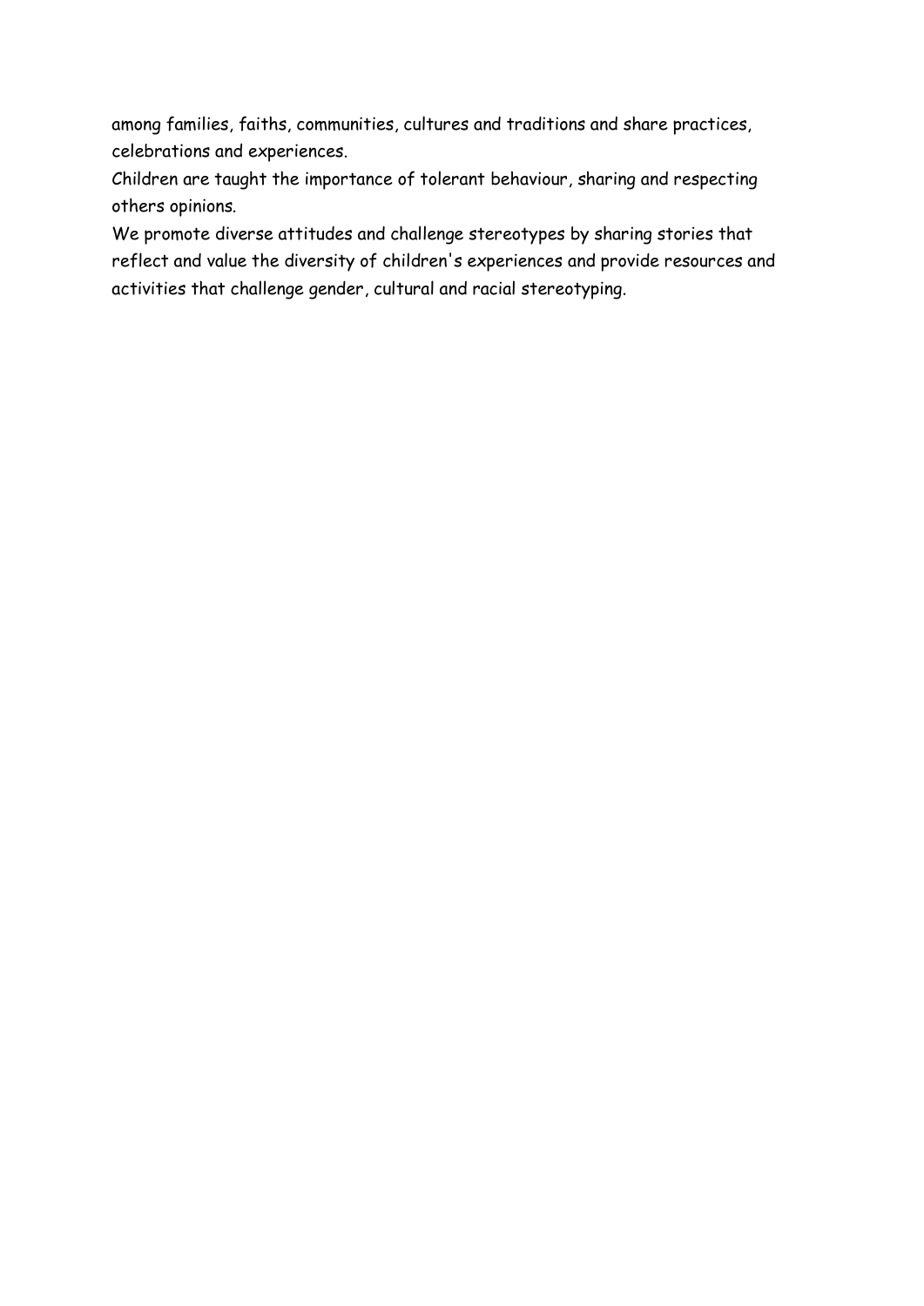among families, faiths, communities, cultures and traditions and share practices, celebrations and experiences.

Children are taught the importance of tolerant behaviour, sharing and respecting others opinions.

We promote diverse attitudes and challenge stereotypes by sharing stories that reflect and value the diversity of children's experiences and provide resources and activities that challenge gender, cultural and racial stereotyping.